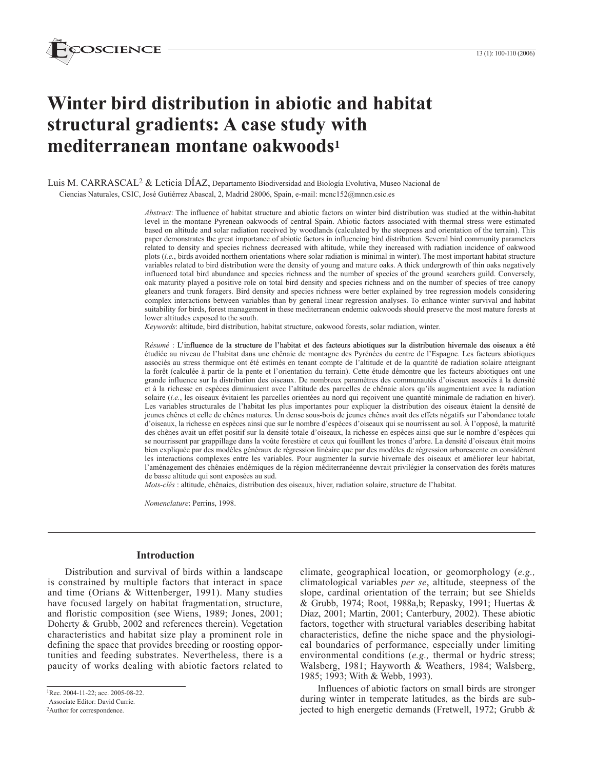# Winter bird distribution in abiotic and habitat structural gradients: A case study with mediterranean montane oakwoods[1]

Luis M. CARRASCAL[2] & Leticia DÍAZ, Departamento Biodiversidad and Biología Evolutiva, Museo Nacional de Ciencias Naturales, CSIC, José Gutiérrez Abascal, 2, Madrid 28006, Spain, e-mail: mcnc152@mncn.csic.es

*Abstract*: The influence of habitat structure and abiotic factors on winter bird distribution was studied at the within-habitat level in the montane Pyrenean oakwoods of central Spain. Abiotic factors associated with thermal stress were estimated based on altitude and solar radiation received by woodlands (calculated by the steepness and orientation of the terrain). This paper demonstrates the great importance of abiotic factors in influencing bird distribution. Several bird community parameters related to density and species richness decreased with altitude, while they increased with radiation incidence of oakwood plots (*i.e.*, birds avoided northern orientations where solar radiation is minimal in winter). The most important habitat structure variables related to bird distribution were the density of young and mature oaks. A thick undergrowth of thin oaks negatively influenced total bird abundance and species richness and the number of species of the ground searchers guild. Conversely, oak maturity played a positive role on total bird density and species richness and on the number of species of tree canopy gleaners and trunk foragers. Bird density and species richness were better explained by tree regression models considering complex interactions between variables than by general linear regression analyses. To enhance winter survival and habitat suitability for birds, forest management in these mediterranean endemic oakwoods should preserve the most mature forests at lower altitudes exposed to the south.

*Keywords*: altitude, bird distribution, habitat structure, oakwood forests, solar radiation, winter.

R*ésumé* : L'influence de la structure de l'habitat et des facteurs abiotiques sur la distribution hivernale des oiseaux a été étudiée au niveau de l'habitat dans une chênaie de montagne des Pyrénées du centre de l'Espagne. Les facteurs abiotiques associés au stress thermique ont été estimés en tenant compte de l'altitude et de la quantité de radiation solaire atteignant la forêt (calculée à partir de la pente et l'orientation du terrain). Cette étude démontre que les facteurs abiotiques ont une grande influence sur la distribution des oiseaux. De nombreux paramètres des communautés d'oiseaux associés à la densité et à la richesse en espèces diminuaient avec l'altitude des parcelles de chênaie alors qu'ils augmentaient avec la radiation solaire (*i.e.*, les oiseaux évitaient les parcelles orientées au nord qui reçoivent une quantité minimale de radiation en hiver). Les variables structurales de l'habitat les plus importantes pour expliquer la distribution des oiseaux étaient la densité de jeunes chênes et celle de chênes matures. Un dense sous-bois de jeunes chênes avait des effets négatifs sur l'abondance totale d'oiseaux, la richesse en espèces ainsi que sur le nombre d'espèces d'oiseaux qui se nourrissent au sol. À l'opposé, la maturité des chênes avait un effet positif sur la densité totale d'oiseaux, la richesse en espèces ainsi que sur le nombre d'espèces qui se nourrissent par grappillage dans la voûte forestière et ceux qui fouillent les troncs d'arbre. La densité d'oiseaux était moins bien expliquée par des modèles généraux de régression linéaire que par des modèles de régression arborescente en considérant les interactions complexes entre les variables. Pour augmenter la survie hivernale des oiseaux et améliorer leur habitat, l'aménagement des chênaies endémiques de la région méditerranéenne devrait privilégier la conservation des forêts matures de basse altitude qui sont exposées au sud.

*Mots-clés* : altitude, chênaies, distribution des oiseaux, hiver, radiation solaire, structure de l'habitat.

*Nomenclature*: Perrins, 1998.

## Introduction

Distribution and survival of birds within a landscape is constrained by multiple factors that interact in space and time (Orians & Wittenberger, 1991). Many studies have focused largely on habitat fragmentation, structure, and floristic composition (see Wiens, 1989; Jones, 2001; Doherty & Grubb, 2002 and references therein). Vegetation characteristics and habitat size play a prominent role in defining the space that provides breeding or roosting opportunities and feeding substrates. Nevertheless, there is a paucity of works dealing with abiotic factors related to climate, geographical location, or geomorphology (*e.g.,* climatological variables *per se*, altitude, steepness of the slope, cardinal orientation of the terrain; but see Shields & Grubb, 1974; Root, 1988a,b; Repasky, 1991; Huertas & Díaz, 2001; Martin, 2001; Canterbury, 2002). These abiotic factors, together with structural variables describing habitat characteristics, define the niche space and the physiological boundaries of performance, especially under limiting environmental conditions (*e.g.,* thermal or hydric stress; Walsberg, 1981; Hayworth & Weathers, 1984; Walsberg, 1985; 1993; With & Webb, 1993).

Influences of abiotic factors on small birds are stronger during winter in temperate latitudes, as the birds are subjected to high energetic demands (Fretwell, 1972; Grubb &

[1]Rec. 2004-11-22; acc. 2005-08-22.
Associate Editor: David Currie.
[2]Author for correspondence.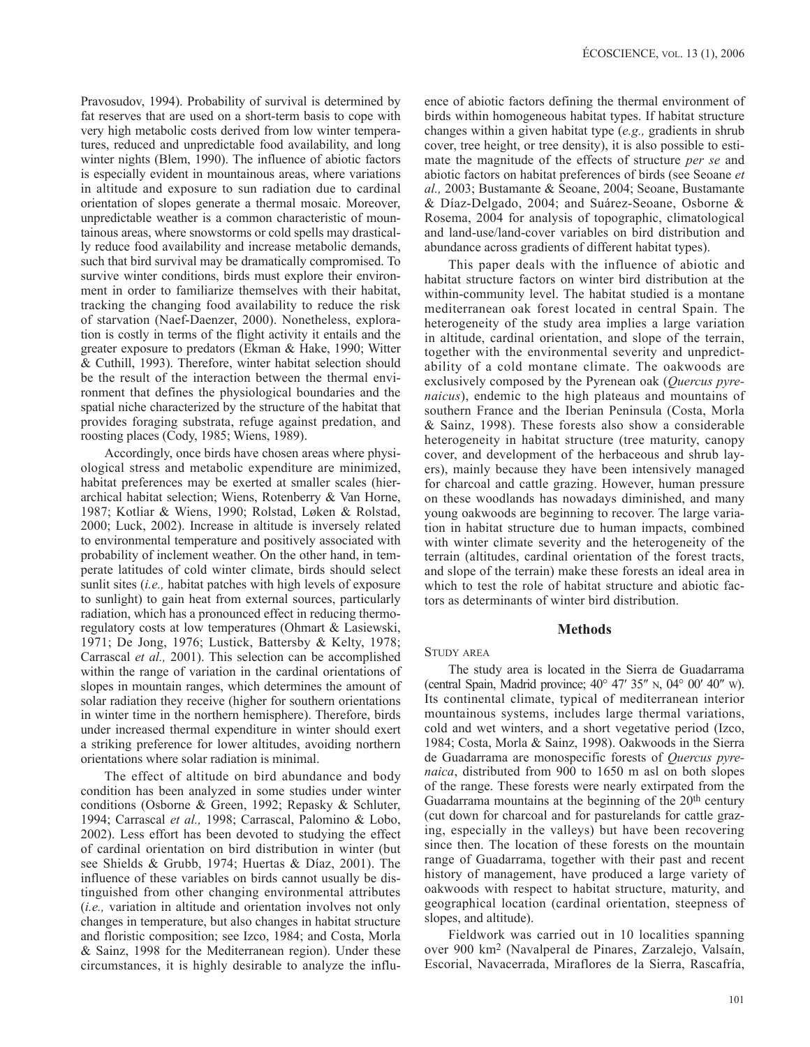Pravosudov, 1994). Probability of survival is determined by fat reserves that are used on a short-term basis to cope with very high metabolic costs derived from low winter temperatures, reduced and unpredictable food availability, and long winter nights (Blem, 1990). The influence of abiotic factors is especially evident in mountainous areas, where variations in altitude and exposure to sun radiation due to cardinal orientation of slopes generate a thermal mosaic. Moreover, unpredictable weather is a common characteristic of mountainous areas, where snowstorms or cold spells may drastically reduce food availability and increase metabolic demands, such that bird survival may be dramatically compromised. To survive winter conditions, birds must explore their environment in order to familiarize themselves with their habitat, tracking the changing food availability to reduce the risk of starvation (Naef-Daenzer, 2000). Nonetheless, exploration is costly in terms of the flight activity it entails and the greater exposure to predators (Ekman & Hake, 1990; Witter & Cuthill, 1993). Therefore, winter habitat selection should be the result of the interaction between the thermal environment that defines the physiological boundaries and the spatial niche characterized by the structure of the habitat that provides foraging substrata, refuge against predation, and roosting places (Cody, 1985; Wiens, 1989).

Accordingly, once birds have chosen areas where physiological stress and metabolic expenditure are minimized, habitat preferences may be exerted at smaller scales (hierarchical habitat selection; Wiens, Rotenberry & Van Horne, 1987; Kotliar & Wiens, 1990; Rolstad, Løken & Rolstad, 2000; Luck, 2002). Increase in altitude is inversely related to environmental temperature and positively associated with probability of inclement weather. On the other hand, in temperate latitudes of cold winter climate, birds should select sunlit sites (*i.e.,* habitat patches with high levels of exposure to sunlight) to gain heat from external sources, particularly radiation, which has a pronounced effect in reducing thermoregulatory costs at low temperatures (Ohmart & Lasiewski, 1971; De Jong, 1976; Lustick, Battersby & Kelty, 1978; Carrascal *et al.,* 2001). This selection can be accomplished within the range of variation in the cardinal orientations of slopes in mountain ranges, which determines the amount of solar radiation they receive (higher for southern orientations in winter time in the northern hemisphere). Therefore, birds under increased thermal expenditure in winter should exert a striking preference for lower altitudes, avoiding northern orientations where solar radiation is minimal.

The effect of altitude on bird abundance and body condition has been analyzed in some studies under winter conditions (Osborne & Green, 1992; Repasky & Schluter, 1994; Carrascal *et al.,* 1998; Carrascal, Palomino & Lobo, 2002). Less effort has been devoted to studying the effect of cardinal orientation on bird distribution in winter (but see Shields & Grubb, 1974; Huertas & Díaz, 2001). The influence of these variables on birds cannot usually be distinguished from other changing environmental attributes (*i.e.,* variation in altitude and orientation involves not only changes in temperature, but also changes in habitat structure and floristic composition; see Izco, 1984; and Costa, Morla & Sainz, 1998 for the Mediterranean region). Under these circumstances, it is highly desirable to analyze the influence of abiotic factors defining the thermal environment of birds within homogeneous habitat types. If habitat structure changes within a given habitat type (*e.g.,* gradients in shrub cover, tree height, or tree density), it is also possible to estimate the magnitude of the effects of structure *per se* and abiotic factors on habitat preferences of birds (see Seoane *et al.,* 2003; Bustamante & Seoane, 2004; Seoane, Bustamante & Díaz-Delgado, 2004; and Suárez-Seoane, Osborne & Rosema, 2004 for analysis of topographic, climatological and land-use/land-cover variables on bird distribution and abundance across gradients of different habitat types).

This paper deals with the influence of abiotic and habitat structure factors on winter bird distribution at the within-community level. The habitat studied is a montane mediterranean oak forest located in central Spain. The heterogeneity of the study area implies a large variation in altitude, cardinal orientation, and slope of the terrain, together with the environmental severity and unpredictability of a cold montane climate. The oakwoods are exclusively composed by the Pyrenean oak (*Quercus pyrenaicus*), endemic to the high plateaus and mountains of southern France and the Iberian Peninsula (Costa, Morla & Sainz, 1998). These forests also show a considerable heterogeneity in habitat structure (tree maturity, canopy cover, and development of the herbaceous and shrub layers), mainly because they have been intensively managed for charcoal and cattle grazing. However, human pressure on these woodlands has nowadays diminished, and many young oakwoods are beginning to recover. The large variation in habitat structure due to human impacts, combined with winter climate severity and the heterogeneity of the terrain (altitudes, cardinal orientation of the forest tracts, and slope of the terrain) make these forests an ideal area in which to test the role of habitat structure and abiotic factors as determinants of winter bird distribution.

## Methods

### Study area

The study area is located in the Sierra de Guadarrama (central Spain, Madrid province; 40° 47′ 35″ N, 04° 00′ 40″ W). Its continental climate, typical of mediterranean interior mountainous systems, includes large thermal variations, cold and wet winters, and a short vegetative period (Izco, 1984; Costa, Morla & Sainz, 1998). Oakwoods in the Sierra de Guadarrama are monospecific forests of *Quercus pyrenaica*, distributed from 900 to 1650 m asl on both slopes of the range. These forests were nearly extirpated from the Guadarrama mountains at the beginning of the 20th century (cut down for charcoal and for pasturelands for cattle grazing, especially in the valleys) but have been recovering since then. The location of these forests on the mountain range of Guadarrama, together with their past and recent history of management, have produced a large variety of oakwoods with respect to habitat structure, maturity, and geographical location (cardinal orientation, steepness of slopes, and altitude).

Fieldwork was carried out in 10 localities spanning over 900 km$^2$ (Navalperal de Pinares, Zarzalejo, Valsaín, Escorial, Navacerrada, Miraflores de la Sierra, Rascafría,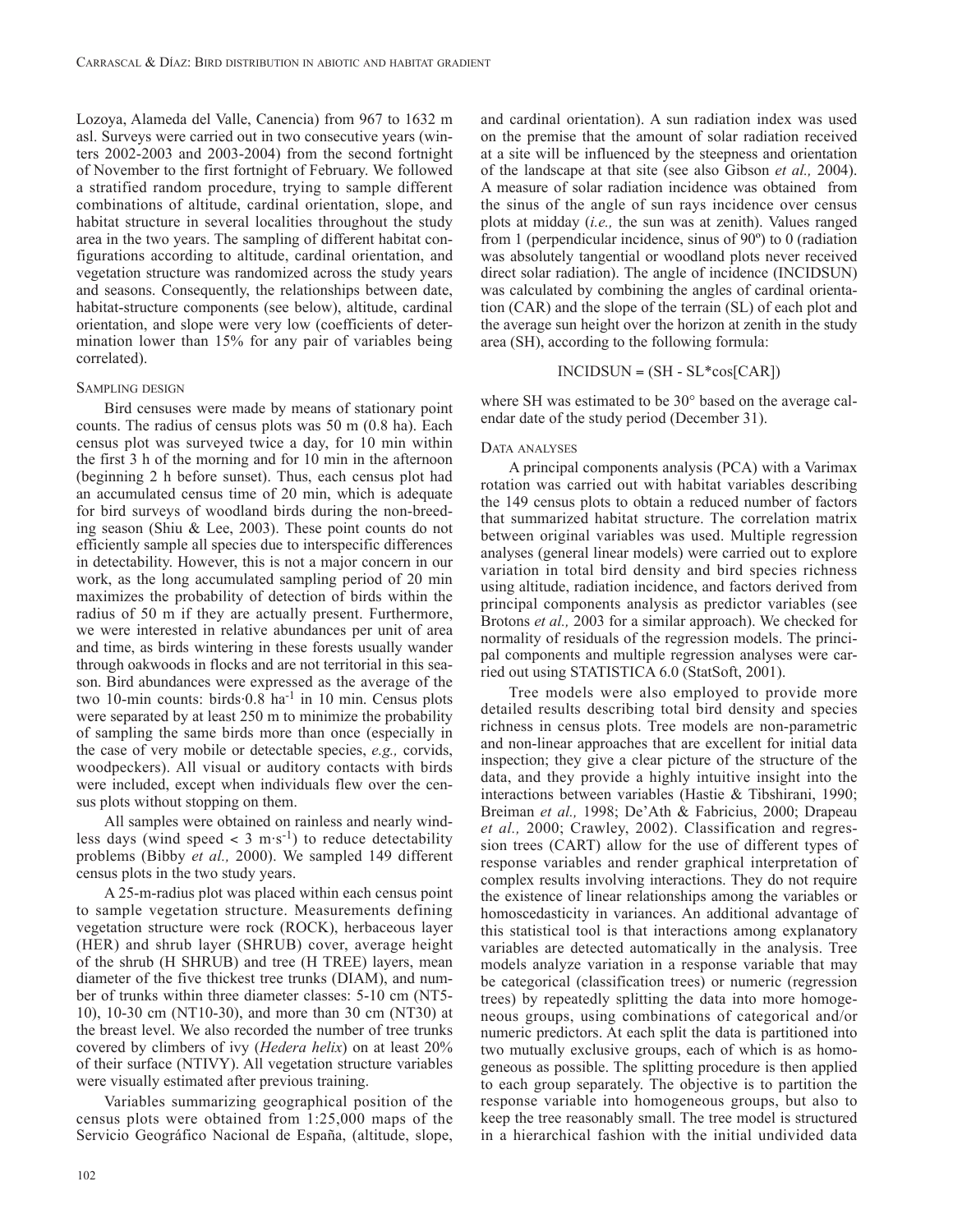Lozoya, Alameda del Valle, Canencia) from 967 to 1632 m asl. Surveys were carried out in two consecutive years (winters 2002-2003 and 2003-2004) from the second fortnight of November to the first fortnight of February. We followed a stratified random procedure, trying to sample different combinations of altitude, cardinal orientation, slope, and habitat structure in several localities throughout the study area in the two years. The sampling of different habitat configurations according to altitude, cardinal orientation, and vegetation structure was randomized across the study years and seasons. Consequently, the relationships between date, habitat-structure components (see below), altitude, cardinal orientation, and slope were very low (coefficients of determination lower than 15% for any pair of variables being correlated).

## Sampling design

Bird censuses were made by means of stationary point counts. The radius of census plots was 50 m (0.8 ha). Each census plot was surveyed twice a day, for 10 min within the first 3 h of the morning and for 10 min in the afternoon (beginning 2 h before sunset). Thus, each census plot had an accumulated census time of 20 min, which is adequate for bird surveys of woodland birds during the non-breeding season (Shiu & Lee, 2003). These point counts do not efficiently sample all species due to interspecific differences in detectability. However, this is not a major concern in our work, as the long accumulated sampling period of 20 min maximizes the probability of detection of birds within the radius of 50 m if they are actually present. Furthermore, we were interested in relative abundances per unit of area and time, as birds wintering in these forests usually wander through oakwoods in flocks and are not territorial in this season. Bird abundances were expressed as the average of the two 10-min counts: birds·0.8 $ha^{-1}$ in 10 min. Census plots were separated by at least 250 m to minimize the probability of sampling the same birds more than once (especially in the case of very mobile or detectable species, *e.g.,* corvids, woodpeckers). All visual or auditory contacts with birds were included, except when individuals flew over the census plots without stopping on them.

All samples were obtained on rainless and nearly windless days (wind speed < 3 $m \cdot s^{-1}$) to reduce detectability problems (Bibby *et al.,* 2000). We sampled 149 different census plots in the two study years.

A 25-m-radius plot was placed within each census point to sample vegetation structure. Measurements defining vegetation structure were rock (ROCK), herbaceous layer (HER) and shrub layer (SHRUB) cover, average height of the shrub (H SHRUB) and tree (H TREE) layers, mean diameter of the five thickest tree trunks (DIAM), and number of trunks within three diameter classes: 5-10 cm (NT5-10), 10-30 cm (NT10-30), and more than 30 cm (NT30) at the breast level. We also recorded the number of tree trunks covered by climbers of ivy (*Hedera helix*) on at least 20% of their surface (NTIVY). All vegetation structure variables were visually estimated after previous training.

Variables summarizing geographical position of the census plots were obtained from 1:25,000 maps of the Servicio Geográfico Nacional de España, (altitude, slope, and cardinal orientation). A sun radiation index was used on the premise that the amount of solar radiation received at a site will be influenced by the steepness and orientation of the landscape at that site (see also Gibson *et al.,* 2004). A measure of solar radiation incidence was obtained from the sinus of the angle of sun rays incidence over census plots at midday (*i.e.,* the sun was at zenith). Values ranged from 1 (perpendicular incidence, sinus of 90º) to 0 (radiation was absolutely tangential or woodland plots never received direct solar radiation). The angle of incidence (INCIDSUN) was calculated by combining the angles of cardinal orientation (CAR) and the slope of the terrain (SL) of each plot and the average sun height over the horizon at zenith in the study area (SH), according to the following formula:

$$\text{INCIDSUN} = (\text{SH} - \text{SL} * \cos[\text{CAR}])$$

where SH was estimated to be 30° based on the average calendar date of the study period (December 31).

## Data analyses

A principal components analysis (PCA) with a Varimax rotation was carried out with habitat variables describing the 149 census plots to obtain a reduced number of factors that summarized habitat structure. The correlation matrix between original variables was used. Multiple regression analyses (general linear models) were carried out to explore variation in total bird density and bird species richness using altitude, radiation incidence, and factors derived from principal components analysis as predictor variables (see Brotons *et al.,* 2003 for a similar approach). We checked for normality of residuals of the regression models. The principal components and multiple regression analyses were carried out using STATISTICA 6.0 (StatSoft, 2001).

Tree models were also employed to provide more detailed results describing total bird density and species richness in census plots. Tree models are non-parametric and non-linear approaches that are excellent for initial data inspection; they give a clear picture of the structure of the data, and they provide a highly intuitive insight into the interactions between variables (Hastie & Tibshirani, 1990; Breiman *et al.,* 1998; De'Ath & Fabricius, 2000; Drapeau *et al.,* 2000; Crawley, 2002). Classification and regression trees (CART) allow for the use of different types of response variables and render graphical interpretation of complex results involving interactions. They do not require the existence of linear relationships among the variables or homoscedasticity in variances. An additional advantage of this statistical tool is that interactions among explanatory variables are detected automatically in the analysis. Tree models analyze variation in a response variable that may be categorical (classification trees) or numeric (regression trees) by repeatedly splitting the data into more homogeneous groups, using combinations of categorical and/or numeric predictors. At each split the data is partitioned into two mutually exclusive groups, each of which is as homogeneous as possible. The splitting procedure is then applied to each group separately. The objective is to partition the response variable into homogeneous groups, but also to keep the tree reasonably small. The tree model is structured in a hierarchical fashion with the initial undivided data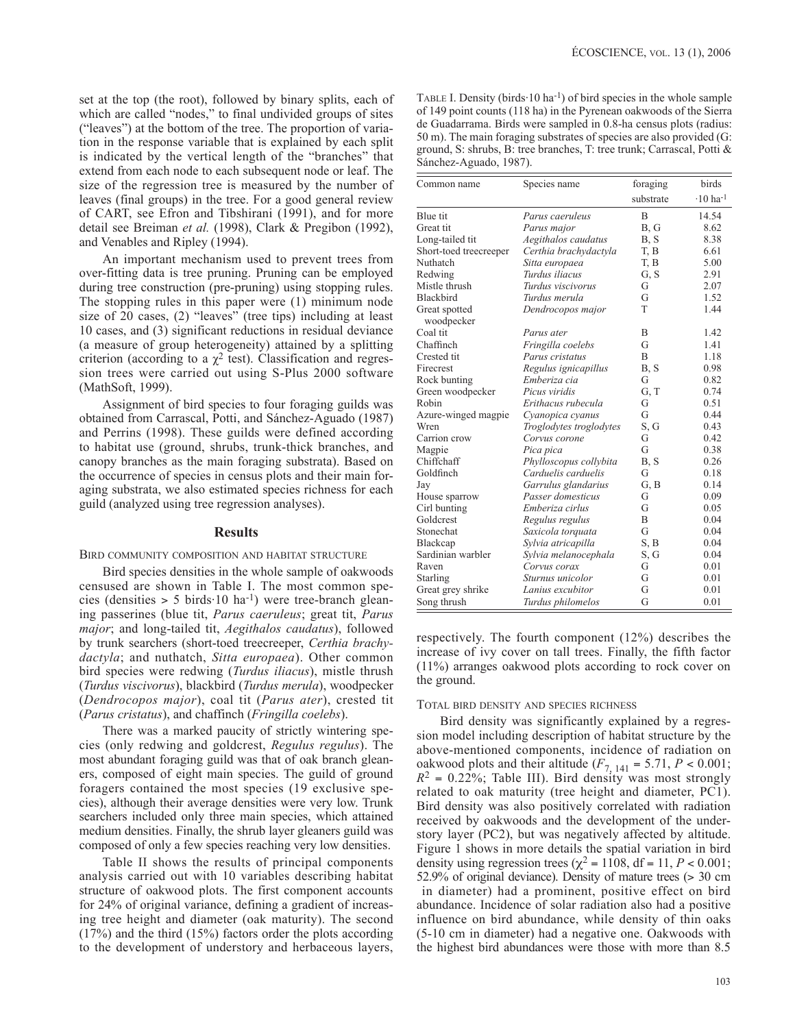set at the top (the root), followed by binary splits, each of which are called "nodes," to final undivided groups of sites ("leaves") at the bottom of the tree. The proportion of variation in the response variable that is explained by each split is indicated by the vertical length of the "branches" that extend from each node to each subsequent node or leaf. The size of the regression tree is measured by the number of leaves (final groups) in the tree. For a good general review of CART, see Efron and Tibshirani (1991), and for more detail see Breiman *et al.* (1998), Clark & Pregibon (1992), and Venables and Ripley (1994).

An important mechanism used to prevent trees from over-fitting data is tree pruning. Pruning can be employed during tree construction (pre-pruning) using stopping rules. The stopping rules in this paper were (1) minimum node size of 20 cases, (2) "leaves" (tree tips) including at least 10 cases, and (3) significant reductions in residual deviance (a measure of group heterogeneity) attained by a splitting criterion (according to a $\chi^2$ test). Classification and regression trees were carried out using S-Plus 2000 software (MathSoft, 1999).

Assignment of bird species to four foraging guilds was obtained from Carrascal, Potti, and Sánchez-Aguado (1987) and Perrins (1998). These guilds were defined according to habitat use (ground, shrubs, trunk-thick branches, and canopy branches as the main foraging substrata). Based on the occurrence of species in census plots and their main foraging substrata, we also estimated species richness for each guild (analyzed using tree regression analyses).

## Results

### Bird community composition and habitat structure

Bird species densities in the whole sample of oakwoods censused are shown in Table I. The most common species (densities > 5 birds·10 ha$^{-1}$) were tree-branch gleaning passerines (blue tit, *Parus caeruleus*; great tit, *Parus major*; and long-tailed tit, *Aegithalos caudatus*), followed by trunk searchers (short-toed treecreeper, *Certhia brachydactyla*; and nuthatch, *Sitta europaea*). Other common bird species were redwing (*Turdus iliacus*), mistle thrush (*Turdus viscivorus*), blackbird (*Turdus merula*), woodpecker (*Dendrocopos major*), coal tit (*Parus ater*), crested tit (*Parus cristatus*), and chaffinch (*Fringilla coelebs*).

There was a marked paucity of strictly wintering species (only redwing and goldcrest, *Regulus regulus*). The most abundant foraging guild was that of oak branch gleaners, composed of eight main species. The guild of ground foragers contained the most species (19 exclusive species), although their average densities were very low. Trunk searchers included only three main species, which attained medium densities. Finally, the shrub layer gleaners guild was composed of only a few species reaching very low densities.

Table II shows the results of principal components analysis carried out with 10 variables describing habitat structure of oakwood plots. The first component accounts for 24% of original variance, defining a gradient of increasing tree height and diameter (oak maturity). The second (17%) and the third (15%) factors order the plots according to the development of understory and herbaceous layers, respectively. The fourth component (12%) describes the increase of ivy cover on tall trees. Finally, the fifth factor (11%) arranges oakwood plots according to rock cover on the ground.

TABLE I. Density (birds·10 ha$^{-1}$) of bird species in the whole sample of 149 point counts (118 ha) in the Pyrenean oakwoods of the Sierra de Guadarrama. Birds were sampled in 0.8-ha census plots (radius: 50 m). The main foraging substrates of species are also provided (G: ground, S: shrubs, B: tree branches, T: tree trunk; Carrascal, Potti & Sánchez-Aguado, 1987).

| Common name | Species name | foraging substrate | birds ·10 ha$^{-1}$ |
|---|---|---|---|
| Blue tit | *Parus caeruleus* | B | 14.54 |
| Great tit | *Parus major* | B, G | 8.62 |
| Long-tailed tit | *Aegithalos caudatus* | B, S | 8.38 |
| Short-toed treecreeper | *Certhia brachydactyla* | T, B | 6.61 |
| Nuthatch | *Sitta europaea* | T, B | 5.00 |
| Redwing | *Turdus iliacus* | G, S | 2.91 |
| Mistle thrush | *Turdus viscivorus* | G | 2.07 |
| Blackbird | *Turdus merula* | G | 1.52 |
| Great spotted woodpecker | *Dendrocopos major* | T | 1.44 |
| Coal tit | *Parus ater* | B | 1.42 |
| Chaffinch | *Fringilla coelebs* | G | 1.41 |
| Crested tit | *Parus cristatus* | B | 1.18 |
| Firecrest | *Regulus ignicapillus* | B, S | 0.98 |
| Rock bunting | *Emberiza cia* | G | 0.82 |
| Green woodpecker | *Picus viridis* | G, T | 0.74 |
| Robin | *Erithacus rubecula* | G | 0.51 |
| Azure-winged magpie | *Cyanopica cyanus* | G | 0.44 |
| Wren | *Troglodytes troglodytes* | S, G | 0.43 |
| Carrion crow | *Corvus corone* | G | 0.42 |
| Magpie | *Pica pica* | G | 0.38 |
| Chiffchaff | *Phylloscopus collybita* | B, S | 0.26 |
| Goldfinch | *Carduelis carduelis* | G | 0.18 |
| Jay | *Garrulus glandarius* | G, B | 0.14 |
| House sparrow | *Passer domesticus* | G | 0.09 |
| Cirl bunting | *Emberiza cirlus* | G | 0.05 |
| Goldcrest | *Regulus regulus* | B | 0.04 |
| Stonechat | *Saxicola torquata* | G | 0.04 |
| Blackcap | *Sylvia atricapilla* | S, B | 0.04 |
| Sardinian warbler | *Sylvia melanocephala* | S, G | 0.04 |
| Raven | *Corvus corax* | G | 0.01 |
| Starling | *Sturnus unicolor* | G | 0.01 |
| Great grey shrike | *Lanius excubitor* | G | 0.01 |
| Song thrush | *Turdus philomelos* | G | 0.01 |

### Total bird density and species richness

Bird density was significantly explained by a regression model including description of habitat structure by the above-mentioned components, incidence of radiation on oakwood plots and their altitude ($F_{7,\,141} = 5.71$, $P < 0.001$; $R^2 = 0.22\%$; Table III). Bird density was most strongly related to oak maturity (tree height and diameter, PC1). Bird density was also positively correlated with radiation received by oakwoods and the development of the understory layer (PC2), but was negatively affected by altitude. Figure 1 shows in more details the spatial variation in bird density using regression trees ($\chi^2 = 1108$, df = 11, $P < 0.001$; 52.9% of original deviance). Density of mature trees (> 30 cm in diameter) had a prominent, positive effect on bird abundance. Incidence of solar radiation also had a positive influence on bird abundance, while density of thin oaks (5-10 cm in diameter) had a negative one. Oakwoods with the highest bird abundances were those with more than 8.5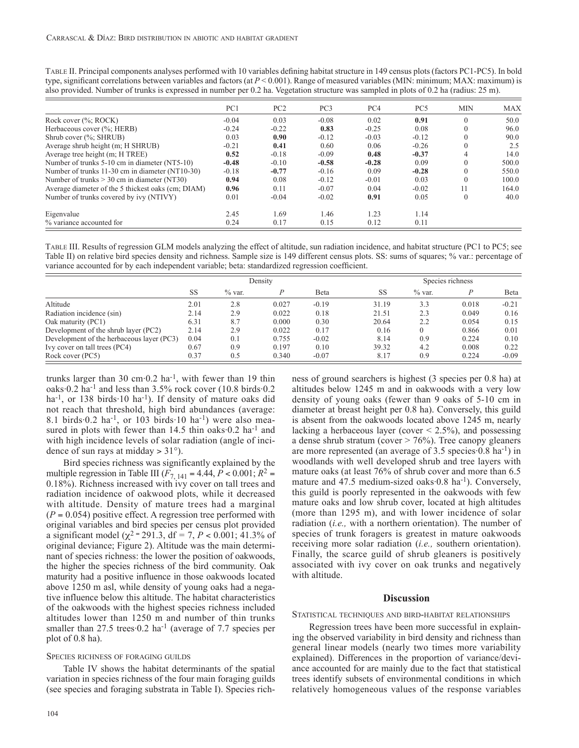TABLE II. Principal components analyses performed with 10 variables defining habitat structure in 149 census plots (factors PC1-PC5). In bold type, significant correlations between variables and factors (at $P < 0.001$). Range of measured variables (MIN: minimum; MAX: maximum) is also provided. Number of trunks is expressed in number per 0.2 ha. Vegetation structure was sampled in plots of 0.2 ha (radius: 25 m).

| | PC1 | PC2 | PC3 | PC4 | PC5 | MIN | MAX |
|---|---|---|---|---|---|---|---|
| Rock cover (%; ROCK) | -0.04 | 0.03 | -0.08 | 0.02 | **0.91** | 0 | 50.0 |
| Herbaceous cover (%; HERB) | -0.24 | -0.22 | **0.83** | -0.25 | 0.08 | 0 | 96.0 |
| Shrub cover (%; SHRUB) | 0.03 | **0.90** | -0.12 | -0.03 | -0.12 | 0 | 90.0 |
| Average shrub height (m; H SHRUB) | -0.21 | **0.41** | 0.60 | 0.06 | -0.26 | 0 | 2.5 |
| Average tree height (m; H TREE) | **0.52** | -0.18 | -0.09 | **0.48** | **-0.37** | 4 | 14.0 |
| Number of trunks 5-10 cm in diameter (NT5-10) | **-0.48** | -0.10 | **-0.58** | **-0.28** | 0.09 | 0 | 500.0 |
| Number of trunks 11-30 cm in diameter (NT10-30) | -0.18 | **-0.77** | -0.16 | 0.09 | **-0.28** | 0 | 550.0 |
| Number of trunks > 30 cm in diameter (NT30) | **0.94** | 0.08 | -0.12 | -0.01 | 0.03 | 0 | 100.0 |
| Average diameter of the 5 thickest oaks (cm; DIAM) | **0.96** | 0.11 | -0.07 | 0.04 | -0.02 | 11 | 164.0 |
| Number of trunks covered by ivy (NTIVY) | 0.01 | -0.04 | -0.02 | **0.91** | 0.05 | 0 | 40.0 |
| Eigenvalue | 2.45 | 1.69 | 1.46 | 1.23 | 1.14 | | |
| % variance accounted for | 0.24 | 0.17 | 0.15 | 0.12 | 0.11 | | |

TABLE III. Results of regression GLM models analyzing the effect of altitude, sun radiation incidence, and habitat structure (PC1 to PC5; see Table II) on relative bird species density and richness. Sample size is 149 different census plots. SS: sums of squares; % var.: percentage of variance accounted for by each independent variable; beta: standardized regression coefficient.

| | Density | | | | Species richness | | | |
|---|---|---|---|---|---|---|---|---|
| | SS | % var. | *P* | Beta | SS | % var. | *P* | Beta |
| Altitude | 2.01 | 2.8 | 0.027 | -0.19 | 31.19 | 3.3 | 0.018 | -0.21 |
| Radiation incidence (sin) | 2.14 | 2.9 | 0.022 | 0.18 | 21.51 | 2.3 | 0.049 | 0.16 |
| Oak maturity (PC1) | 6.31 | 8.7 | 0.000 | 0.30 | 20.64 | 2.2 | 0.054 | 0.15 |
| Development of the shrub layer (PC2) | 2.14 | 2.9 | 0.022 | 0.17 | 0.16 | 0 | 0.866 | 0.01 |
| Development of the herbaceous layer (PC3) | 0.04 | 0.1 | 0.755 | -0.02 | 8.14 | 0.9 | 0.224 | 0.10 |
| Ivy cover on tall trees (PC4) | 0.67 | 0.9 | 0.197 | 0.10 | 39.32 | 4.2 | 0.008 | 0.22 |
| Rock cover (PC5) | 0.37 | 0.5 | 0.340 | -0.07 | 8.17 | 0.9 | 0.224 | -0.09 |

trunks larger than 30 cm·0.2 ha$^{-1}$, with fewer than 19 thin oaks·0.2 ha$^{-1}$ and less than 3.5% rock cover (10.8 birds·0.2 ha$^{-1}$, or 138 birds·10 ha$^{-1}$). If density of mature oaks did not reach that threshold, high bird abundances (average: 8.1 birds·0.2 ha$^{-1}$, or 103 birds·10 ha$^{-1}$) were also measured in plots with fewer than 14.5 thin oaks·0.2 ha$^{-1}$ and with high incidence levels of solar radiation (angle of incidence of sun rays at midday > 31°).

Bird species richness was significantly explained by the multiple regression in Table III ($F_{7,141} = 4.44$, $P < 0.001$; $R^2 = 0.18\%$). Richness increased with ivy cover on tall trees and radiation incidence of oakwood plots, while it decreased with altitude. Density of mature trees had a marginal ($P = 0.054$) positive effect. A regression tree performed with original variables and bird species per census plot provided a significant model ($\chi^2 = 291.3$, df = 7, $P < 0.001$; 41.3% of original deviance; Figure 2). Altitude was the main determinant of species richness: the lower the position of oakwoods, the higher the species richness of the bird community. Oak maturity had a positive influence in those oakwoods located above 1250 m asl, while density of young oaks had a negative influence below this altitude. The habitat characteristics of the oakwoods with the highest species richness included altitudes lower than 1250 m and number of thin trunks smaller than 27.5 trees·0.2 ha$^{-1}$ (average of 7.7 species per plot of 0.8 ha).

## SPECIES RICHNESS OF FORAGING GUILDS

Table IV shows the habitat determinants of the spatial variation in species richness of the four main foraging guilds (see species and foraging substrata in Table I). Species richness of ground searchers is highest (3 species per 0.8 ha) at altitudes below 1245 m and in oakwoods with a very low density of young oaks (fewer than 9 oaks of 5-10 cm in diameter at breast height per 0.8 ha). Conversely, this guild is absent from the oakwoods located above 1245 m, nearly lacking a herbaceous layer (cover < 2.5%), and possessing a dense shrub stratum (cover > 76%). Tree canopy gleaners are more represented (an average of 3.5 species·0.8 ha$^{-1}$) in woodlands with well developed shrub and tree layers with mature oaks (at least 76% of shrub cover and more than 6.5 mature and 47.5 medium-sized oaks·0.8 ha$^{-1}$). Conversely, this guild is poorly represented in the oakwoods with few mature oaks and low shrub cover, located at high altitudes (more than 1295 m), and with lower incidence of solar radiation (*i.e.,* with a northern orientation). The number of species of trunk foragers is greatest in mature oakwoods receiving more solar radiation (*i.e.,* southern orientation). Finally, the scarce guild of shrub gleaners is positively associated with ivy cover on oak trunks and negatively with altitude.

# Discussion

## STATISTICAL TECHNIQUES AND BIRD-HABITAT RELATIONSHIPS

Regression trees have been more successful in explaining the observed variability in bird density and richness than general linear models (nearly two times more variability explained). Differences in the proportion of variance/deviance accounted for are mainly due to the fact that statistical trees identify subsets of environmental conditions in which relatively homogeneous values of the response variables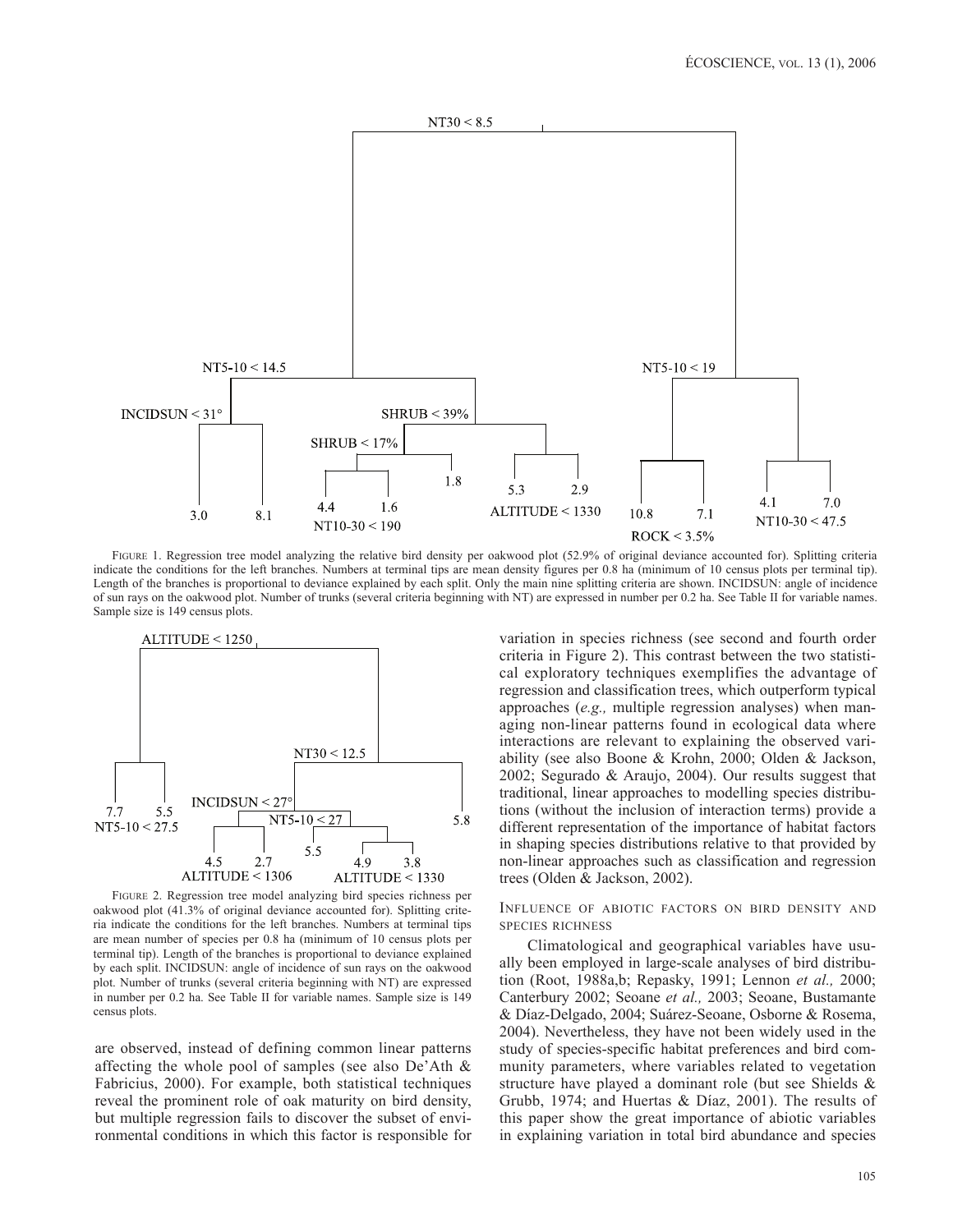FIGURE 1. Regression tree model analyzing the relative bird density per oakwood plot (52.9% of original deviance accounted for). Splitting criteria indicate the conditions for the left branches. Numbers at terminal tips are mean density figures per 0.8 ha (minimum of 10 census plots per terminal tip). Length of the branches is proportional to deviance explained by each split. Only the main nine splitting criteria are shown. INCIDSUN: angle of incidence of sun rays on the oakwood plot. Number of trunks (several criteria beginning with NT) are expressed in number per 0.2 ha. See Table II for variable names. Sample size is 149 census plots.

FIGURE 2. Regression tree model analyzing bird species richness per oakwood plot (41.3% of original deviance accounted for). Splitting criteria indicate the conditions for the left branches. Numbers at terminal tips are mean number of species per 0.8 ha (minimum of 10 census plots per terminal tip). Length of the branches is proportional to deviance explained by each split. INCIDSUN: angle of incidence of sun rays on the oakwood plot. Number of trunks (several criteria beginning with NT) are expressed in number per 0.2 ha. See Table II for variable names. Sample size is 149 census plots.

are observed, instead of defining common linear patterns affecting the whole pool of samples (see also De'Ath & Fabricius, 2000). For example, both statistical techniques reveal the prominent role of oak maturity on bird density, but multiple regression fails to discover the subset of environmental conditions in which this factor is responsible for variation in species richness (see second and fourth order criteria in Figure 2). This contrast between the two statistical exploratory techniques exemplifies the advantage of regression and classification trees, which outperform typical approaches (*e.g.,* multiple regression analyses) when managing non-linear patterns found in ecological data where interactions are relevant to explaining the observed variability (see also Boone & Krohn, 2000; Olden & Jackson, 2002; Segurado & Araujo, 2004). Our results suggest that traditional, linear approaches to modelling species distributions (without the inclusion of interaction terms) provide a different representation of the importance of habitat factors in shaping species distributions relative to that provided by non-linear approaches such as classification and regression trees (Olden & Jackson, 2002).

## INFLUENCE OF ABIOTIC FACTORS ON BIRD DENSITY AND SPECIES RICHNESS

Climatological and geographical variables have usually been employed in large-scale analyses of bird distribution (Root, 1988a,b; Repasky, 1991; Lennon *et al.,* 2000; Canterbury 2002; Seoane *et al.,* 2003; Seoane, Bustamante & Díaz-Delgado, 2004; Suárez-Seoane, Osborne & Rosema, 2004). Nevertheless, they have not been widely used in the study of species-specific habitat preferences and bird community parameters, where variables related to vegetation structure have played a dominant role (but see Shields & Grubb, 1974; and Huertas & Díaz, 2001). The results of this paper show the great importance of abiotic variables in explaining variation in total bird abundance and species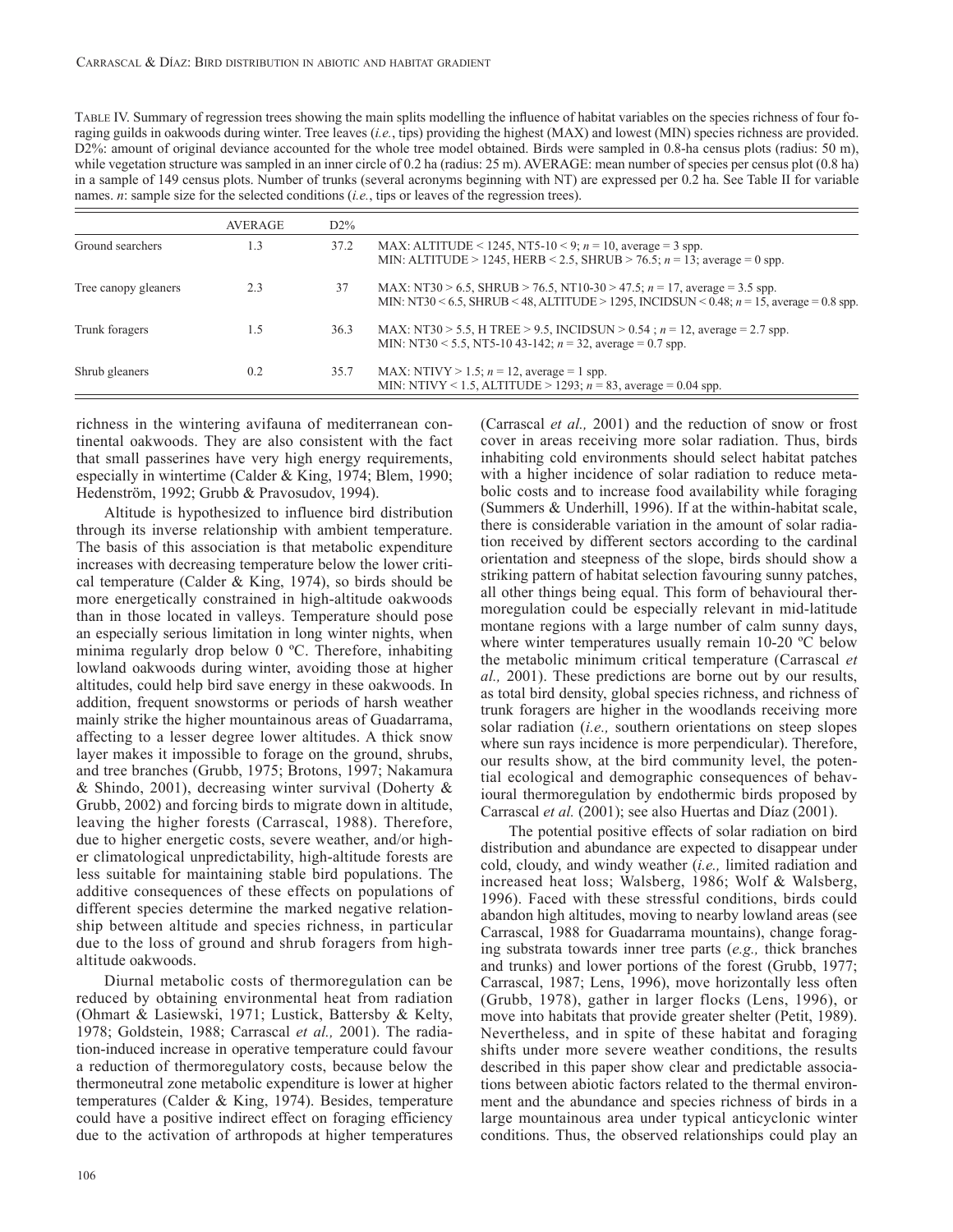Table IV. Summary of regression trees showing the main splits modelling the influence of habitat variables on the species richness of four foraging guilds in oakwoods during winter. Tree leaves (*i.e.*, tips) providing the highest (MAX) and lowest (MIN) species richness are provided. D2%: amount of original deviance accounted for the whole tree model obtained. Birds were sampled in 0.8-ha census plots (radius: 50 m), while vegetation structure was sampled in an inner circle of 0.2 ha (radius: 25 m). AVERAGE: mean number of species per census plot (0.8 ha) in a sample of 149 census plots. Number of trunks (several acronyms beginning with NT) are expressed per 0.2 ha. See Table II for variable names. *n*: sample size for the selected conditions (*i.e.*, tips or leaves of the regression trees).

| | AVERAGE | D2% | |
|---|---|---|---|
| Ground searchers | 1.3 | 37.2 | MAX: ALTITUDE < 1245, NT5-10 < 9; *n* = 10, average = 3 spp.<br>MIN: ALTITUDE > 1245, HERB < 2.5, SHRUB > 76.5; *n* = 13; average = 0 spp. |
| Tree canopy gleaners | 2.3 | 37 | MAX: NT30 > 6.5, SHRUB > 76.5, NT10-30 > 47.5; *n* = 17, average = 3.5 spp.<br>MIN: NT30 < 6.5, SHRUB < 48, ALTITUDE > 1295, INCIDSUN < 0.48; *n* = 15, average = 0.8 spp. |
| Trunk foragers | 1.5 | 36.3 | MAX: NT30 > 5.5, H TREE > 9.5, INCIDSUN > 0.54 ; *n* = 12, average = 2.7 spp.<br>MIN: NT30 < 5.5, NT5-10 43-142; *n* = 32, average = 0.7 spp. |
| Shrub gleaners | 0.2 | 35.7 | MAX: NTIVY > 1.5; *n* = 12, average = 1 spp.<br>MIN: NTIVY < 1.5, ALTITUDE > 1293; *n* = 83, average = 0.04 spp. |

richness in the wintering avifauna of mediterranean continental oakwoods. They are also consistent with the fact that small passerines have very high energy requirements, especially in wintertime (Calder & King, 1974; Blem, 1990; Hedenström, 1992; Grubb & Pravosudov, 1994).

Altitude is hypothesized to influence bird distribution through its inverse relationship with ambient temperature. The basis of this association is that metabolic expenditure increases with decreasing temperature below the lower critical temperature (Calder & King, 1974), so birds should be more energetically constrained in high-altitude oakwoods than in those located in valleys. Temperature should pose an especially serious limitation in long winter nights, when minima regularly drop below 0 ºC. Therefore, inhabiting lowland oakwoods during winter, avoiding those at higher altitudes, could help bird save energy in these oakwoods. In addition, frequent snowstorms or periods of harsh weather mainly strike the higher mountainous areas of Guadarrama, affecting to a lesser degree lower altitudes. A thick snow layer makes it impossible to forage on the ground, shrubs, and tree branches (Grubb, 1975; Brotons, 1997; Nakamura & Shindo, 2001), decreasing winter survival (Doherty & Grubb, 2002) and forcing birds to migrate down in altitude, leaving the higher forests (Carrascal, 1988). Therefore, due to higher energetic costs, severe weather, and/or higher climatological unpredictability, high-altitude forests are less suitable for maintaining stable bird populations. The additive consequences of these effects on populations of different species determine the marked negative relationship between altitude and species richness, in particular due to the loss of ground and shrub foragers from high-altitude oakwoods.

Diurnal metabolic costs of thermoregulation can be reduced by obtaining environmental heat from radiation (Ohmart & Lasiewski, 1971; Lustick, Battersby & Kelty, 1978; Goldstein, 1988; Carrascal *et al.,* 2001). The radiation-induced increase in operative temperature could favour a reduction of thermoregulatory costs, because below the thermoneutral zone metabolic expenditure is lower at higher temperatures (Calder & King, 1974). Besides, temperature could have a positive indirect effect on foraging efficiency due to the activation of arthropods at higher temperatures (Carrascal *et al.,* 2001) and the reduction of snow or frost cover in areas receiving more solar radiation. Thus, birds inhabiting cold environments should select habitat patches with a higher incidence of solar radiation to reduce metabolic costs and to increase food availability while foraging (Summers & Underhill, 1996). If at the within-habitat scale, there is considerable variation in the amount of solar radiation received by different sectors according to the cardinal orientation and steepness of the slope, birds should show a striking pattern of habitat selection favouring sunny patches, all other things being equal. This form of behavioural thermoregulation could be especially relevant in mid-latitude montane regions with a large number of calm sunny days, where winter temperatures usually remain 10-20 ºC below the metabolic minimum critical temperature (Carrascal *et al.,* 2001). These predictions are borne out by our results, as total bird density, global species richness, and richness of trunk foragers are higher in the woodlands receiving more solar radiation (*i.e.,* southern orientations on steep slopes where sun rays incidence is more perpendicular). Therefore, our results show, at the bird community level, the potential ecological and demographic consequences of behavioural thermoregulation by endothermic birds proposed by Carrascal *et al.* (2001); see also Huertas and Díaz (2001).

The potential positive effects of solar radiation on bird distribution and abundance are expected to disappear under cold, cloudy, and windy weather (*i.e.,* limited radiation and increased heat loss; Walsberg, 1986; Wolf & Walsberg, 1996). Faced with these stressful conditions, birds could abandon high altitudes, moving to nearby lowland areas (see Carrascal, 1988 for Guadarrama mountains), change foraging substrata towards inner tree parts (*e.g.,* thick branches and trunks) and lower portions of the forest (Grubb, 1977; Carrascal, 1987; Lens, 1996), move horizontally less often (Grubb, 1978), gather in larger flocks (Lens, 1996), or move into habitats that provide greater shelter (Petit, 1989). Nevertheless, and in spite of these habitat and foraging shifts under more severe weather conditions, the results described in this paper show clear and predictable associations between abiotic factors related to the thermal environment and the abundance and species richness of birds in a large mountainous area under typical anticyclonic winter conditions. Thus, the observed relationships could play an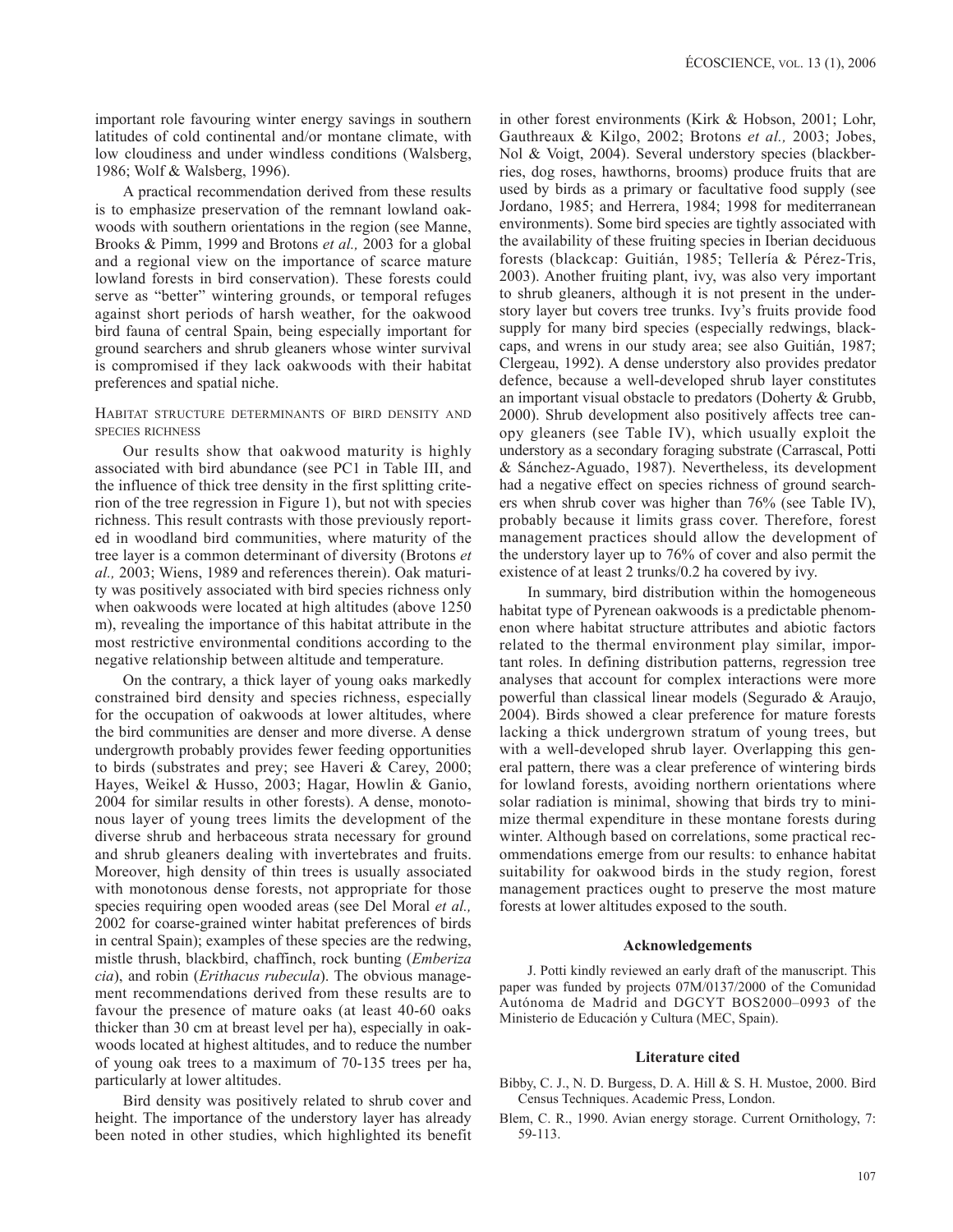important role favouring winter energy savings in southern latitudes of cold continental and/or montane climate, with low cloudiness and under windless conditions (Walsberg, 1986; Wolf & Walsberg, 1996).

A practical recommendation derived from these results is to emphasize preservation of the remnant lowland oakwoods with southern orientations in the region (see Manne, Brooks & Pimm, 1999 and Brotons *et al.,* 2003 for a global and a regional view on the importance of scarce mature lowland forests in bird conservation). These forests could serve as "better" wintering grounds, or temporal refuges against short periods of harsh weather, for the oakwood bird fauna of central Spain, being especially important for ground searchers and shrub gleaners whose winter survival is compromised if they lack oakwoods with their habitat preferences and spatial niche.

### Habitat structure determinants of bird density and species richness

Our results show that oakwood maturity is highly associated with bird abundance (see PC1 in Table III, and the influence of thick tree density in the first splitting criterion of the tree regression in Figure 1), but not with species richness. This result contrasts with those previously reported in woodland bird communities, where maturity of the tree layer is a common determinant of diversity (Brotons *et al.,* 2003; Wiens, 1989 and references therein). Oak maturity was positively associated with bird species richness only when oakwoods were located at high altitudes (above 1250 m), revealing the importance of this habitat attribute in the most restrictive environmental conditions according to the negative relationship between altitude and temperature.

On the contrary, a thick layer of young oaks markedly constrained bird density and species richness, especially for the occupation of oakwoods at lower altitudes, where the bird communities are denser and more diverse. A dense undergrowth probably provides fewer feeding opportunities to birds (substrates and prey; see Haveri & Carey, 2000; Hayes, Weikel & Husso, 2003; Hagar, Howlin & Ganio, 2004 for similar results in other forests). A dense, monotonous layer of young trees limits the development of the diverse shrub and herbaceous strata necessary for ground and shrub gleaners dealing with invertebrates and fruits. Moreover, high density of thin trees is usually associated with monotonous dense forests, not appropriate for those species requiring open wooded areas (see Del Moral *et al.,* 2002 for coarse-grained winter habitat preferences of birds in central Spain); examples of these species are the redwing, mistle thrush, blackbird, chaffinch, rock bunting (*Emberiza cia*), and robin (*Erithacus rubecula*). The obvious management recommendations derived from these results are to favour the presence of mature oaks (at least 40-60 oaks thicker than 30 cm at breast level per ha), especially in oakwoods located at highest altitudes, and to reduce the number of young oak trees to a maximum of 70-135 trees per ha, particularly at lower altitudes.

Bird density was positively related to shrub cover and height. The importance of the understory layer has already been noted in other studies, which highlighted its benefit in other forest environments (Kirk & Hobson, 2001; Lohr, Gauthreaux & Kilgo, 2002; Brotons *et al.,* 2003; Jobes, Nol & Voigt, 2004). Several understory species (blackberries, dog roses, hawthorns, brooms) produce fruits that are used by birds as a primary or facultative food supply (see Jordano, 1985; and Herrera, 1984; 1998 for mediterranean environments). Some bird species are tightly associated with the availability of these fruiting species in Iberian deciduous forests (blackcap: Guitián, 1985; Tellería & Pérez-Tris, 2003). Another fruiting plant, ivy, was also very important to shrub gleaners, although it is not present in the understory layer but covers tree trunks. Ivy's fruits provide food supply for many bird species (especially redwings, blackcaps, and wrens in our study area; see also Guitián, 1987; Clergeau, 1992). A dense understory also provides predator defence, because a well-developed shrub layer constitutes an important visual obstacle to predators (Doherty & Grubb, 2000). Shrub development also positively affects tree canopy gleaners (see Table IV), which usually exploit the understory as a secondary foraging substrate (Carrascal, Potti & Sánchez-Aguado, 1987). Nevertheless, its development had a negative effect on species richness of ground searchers when shrub cover was higher than 76% (see Table IV), probably because it limits grass cover. Therefore, forest management practices should allow the development of the understory layer up to 76% of cover and also permit the existence of at least 2 trunks/0.2 ha covered by ivy.

In summary, bird distribution within the homogeneous habitat type of Pyrenean oakwoods is a predictable phenomenon where habitat structure attributes and abiotic factors related to the thermal environment play similar, important roles. In defining distribution patterns, regression tree analyses that account for complex interactions were more powerful than classical linear models (Segurado & Araujo, 2004). Birds showed a clear preference for mature forests lacking a thick undergrown stratum of young trees, but with a well-developed shrub layer. Overlapping this general pattern, there was a clear preference of wintering birds for lowland forests, avoiding northern orientations where solar radiation is minimal, showing that birds try to minimize thermal expenditure in these montane forests during winter. Although based on correlations, some practical recommendations emerge from our results: to enhance habitat suitability for oakwood birds in the study region, forest management practices ought to preserve the most mature forests at lower altitudes exposed to the south.

## Acknowledgements

J. Potti kindly reviewed an early draft of the manuscript. This paper was funded by projects 07M/0137/2000 of the Comunidad Autónoma de Madrid and DGCYT BOS2000–0993 of the Ministerio de Educación y Cultura (MEC, Spain).

## Literature cited

Bibby, C. J., N. D. Burgess, D. A. Hill & S. H. Mustoe, 2000. Bird Census Techniques. Academic Press, London.

Blem, C. R., 1990. Avian energy storage. Current Ornithology, 7: 59-113.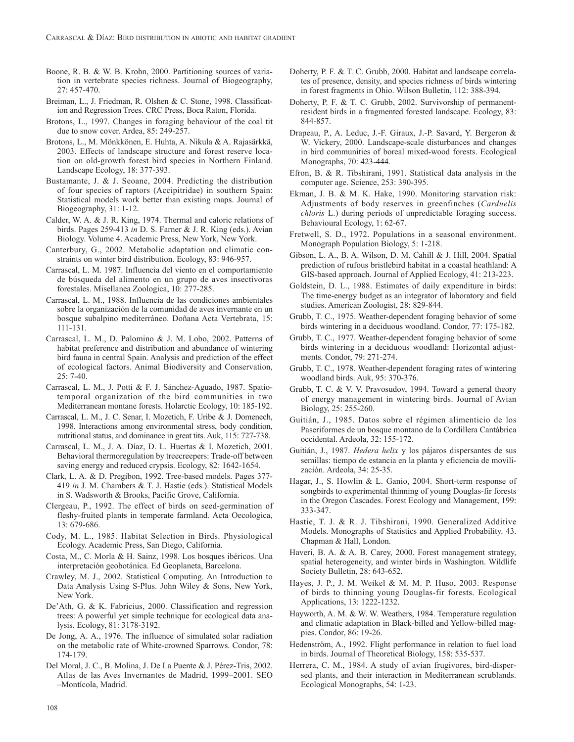Boone, R. B. & W. B. Krohn, 2000. Partitioning sources of variation in vertebrate species richness. Journal of Biogeography, 27: 457-470.

Breiman, L., J. Friedman, R. Olshen & C. Stone, 1998. Classification and Regression Trees. CRC Press, Boca Raton, Florida.

Brotons, L., 1997. Changes in foraging behaviour of the coal tit due to snow cover. Ardea, 85: 249-257.

Brotons, L., M. Mönkkönen, E. Huhta, A. Nikula & A. Rajasärkkä, 2003. Effects of landscape structure and forest reserve location on old-growth forest bird species in Northern Finland. Landscape Ecology, 18: 377-393.

Bustamante, J. & J. Seoane, 2004. Predicting the distribution of four species of raptors (Accipitridae) in southern Spain: Statistical models work better than existing maps. Journal of Biogeography, 31: 1-12.

Calder, W. A. & J. R. King, 1974. Thermal and caloric relations of birds. Pages 259-413 *in* D. S. Farner & J. R. King (eds.). Avian Biology. Volume 4. Academic Press, New York, New York.

Canterbury, G., 2002. Metabolic adaptation and climatic constraints on winter bird distribution. Ecology, 83: 946-957.

Carrascal, L. M. 1987. Influencia del viento en el comportamiento de búsqueda del alimento en un grupo de aves insectívoras forestales. Misellanea Zoologica, 10: 277-285.

Carrascal, L. M., 1988. Influencia de las condiciones ambientales sobre la organización de la comunidad de aves invernante en un bosque subalpino mediterráneo. Doñana Acta Vertebrata, 15: 111-131.

Carrascal, L. M., D. Palomino & J. M. Lobo, 2002. Patterns of habitat preference and distribution and abundance of wintering bird fauna in central Spain. Analysis and prediction of the effect of ecological factors. Animal Biodiversity and Conservation, 25: 7-40.

Carrascal, L. M., J. Potti & F. J. Sánchez-Aguado, 1987. Spatio-temporal organization of the bird communities in two Mediterranean montane forests. Holarctic Ecology, 10: 185-192.

Carrascal, L. M., J. C. Senar, I. Mozetich, F. Uribe & J. Domenech, 1998. Interactions among environmental stress, body condition, nutritional status, and dominance in great tits. Auk, 115: 727-738.

Carrascal, L. M., J. A. Díaz, D. L. Huertas & I. Mozetich, 2001. Behavioral thermoregulation by treecreepers: Trade-off between saving energy and reduced crypsis. Ecology, 82: 1642-1654.

Clark, L. A. & D. Pregibon, 1992. Tree-based models. Pages 377-419 *in* J. M. Chambers & T. J. Hastie (eds.). Statistical Models in S. Wadsworth & Brooks, Pacific Grove, California.

Clergeau, P., 1992. The effect of birds on seed-germination of fleshy-fruited plants in temperate farmland. Acta Oecologica, 13: 679-686.

Cody, M. L., 1985. Habitat Selection in Birds. Physiological Ecology. Academic Press, San Diego, California.

Costa, M., C. Morla & H. Sainz, 1998. Los bosques ibéricos. Una interpretación geobotánica. Ed Geoplaneta, Barcelona.

Crawley, M. J., 2002. Statistical Computing. An Introduction to Data Analysis Using S-Plus. John Wiley & Sons, New York, New York.

De'Ath, G. & K. Fabricius, 2000. Classification and regression trees: A powerful yet simple technique for ecological data analysis. Ecology, 81: 3178-3192.

De Jong, A. A., 1976. The influence of simulated solar radiation on the metabolic rate of White-crowned Sparrows. Condor, 78: 174-179.

Del Moral, J. C., B. Molina, J. De La Puente & J. Pérez-Tris, 2002. Atlas de las Aves Invernantes de Madrid, 1999–2001. SEO –Montícola, Madrid.

Doherty, P. F. & T. C. Grubb, 2000. Habitat and landscape correlates of presence, density, and species richness of birds wintering in forest fragments in Ohio. Wilson Bulletin, 112: 388-394.

Doherty, P. F. & T. C. Grubb, 2002. Survivorship of permanent-resident birds in a fragmented forested landscape. Ecology, 83: 844-857.

Drapeau, P., A. Leduc, J.-F. Giraux, J.-P. Savard, Y. Bergeron & W. Vickery, 2000. Landscape-scale disturbances and changes in bird communities of boreal mixed-wood forests. Ecological Monographs, 70: 423-444.

Efron, B. & R. Tibshirani, 1991. Statistical data analysis in the computer age. Science, 253: 390-395.

Ekman, J. B. & M. K. Hake, 1990. Monitoring starvation risk: Adjustments of body reserves in greenfinches (*Carduelis chloris* L.) during periods of unpredictable foraging success. Behavioural Ecology, 1: 62-67.

Fretwell, S. D., 1972. Populations in a seasonal environment. Monograph Population Biology, 5: 1-218.

Gibson, L. A., B. A. Wilson, D. M. Cahill & J. Hill, 2004. Spatial prediction of rufous bristlebird habitat in a coastal heathland: A GIS-based approach. Journal of Applied Ecology, 41: 213-223.

Goldstein, D. L., 1988. Estimates of daily expenditure in birds: The time-energy budget as an integrator of laboratory and field studies. American Zoologist, 28: 829-844.

Grubb, T. C., 1975. Weather-dependent foraging behavior of some birds wintering in a deciduous woodland. Condor, 77: 175-182.

Grubb, T. C., 1977. Weather-dependent foraging behavior of some birds wintering in a deciduous woodland: Horizontal adjustments. Condor, 79: 271-274.

Grubb, T. C., 1978. Weather-dependent foraging rates of wintering woodland birds. Auk, 95: 370-376.

Grubb, T. C. & V. V. Pravosudov, 1994. Toward a general theory of energy management in wintering birds. Journal of Avian Biology, 25: 255-260.

Guitián, J., 1985. Datos sobre el régimen alimenticio de los Paseriformes de un bosque montano de la Cordillera Cantábrica occidental. Ardeola, 32: 155-172.

Guitián, J., 1987. *Hedera helix* y los pájaros dispersantes de sus semillas: tiempo de estancia en la planta y eficiencia de movilización. Ardeola, 34: 25-35.

Hagar, J., S. Howlin & L. Ganio, 2004. Short-term response of songbirds to experimental thinning of young Douglas-fir forests in the Oregon Cascades. Forest Ecology and Management, 199: 333-347.

Hastie, T. J. & R. J. Tibshirani, 1990. Generalized Additive Models. Monographs of Statistics and Applied Probability. 43. Chapman & Hall, London.

Haveri, B. A. & A. B. Carey, 2000. Forest management strategy, spatial heterogeneity, and winter birds in Washington. Wildlife Society Bulletin, 28: 643-652.

Hayes, J. P., J. M. Weikel & M. M. P. Huso, 2003. Response of birds to thinning young Douglas-fir forests. Ecological Applications, 13: 1222-1232.

Hayworth, A. M. & W. W. Weathers, 1984. Temperature regulation and climatic adaptation in Black-billed and Yellow-billed magpies. Condor, 86: 19-26.

Hedenström, A., 1992. Flight performance in relation to fuel load in birds. Journal of Theoretical Biology, 158: 535-537.

Herrera, C. M., 1984. A study of avian frugivores, bird-dispersed plants, and their interaction in Mediterranean scrublands. Ecological Monographs, 54: 1-23.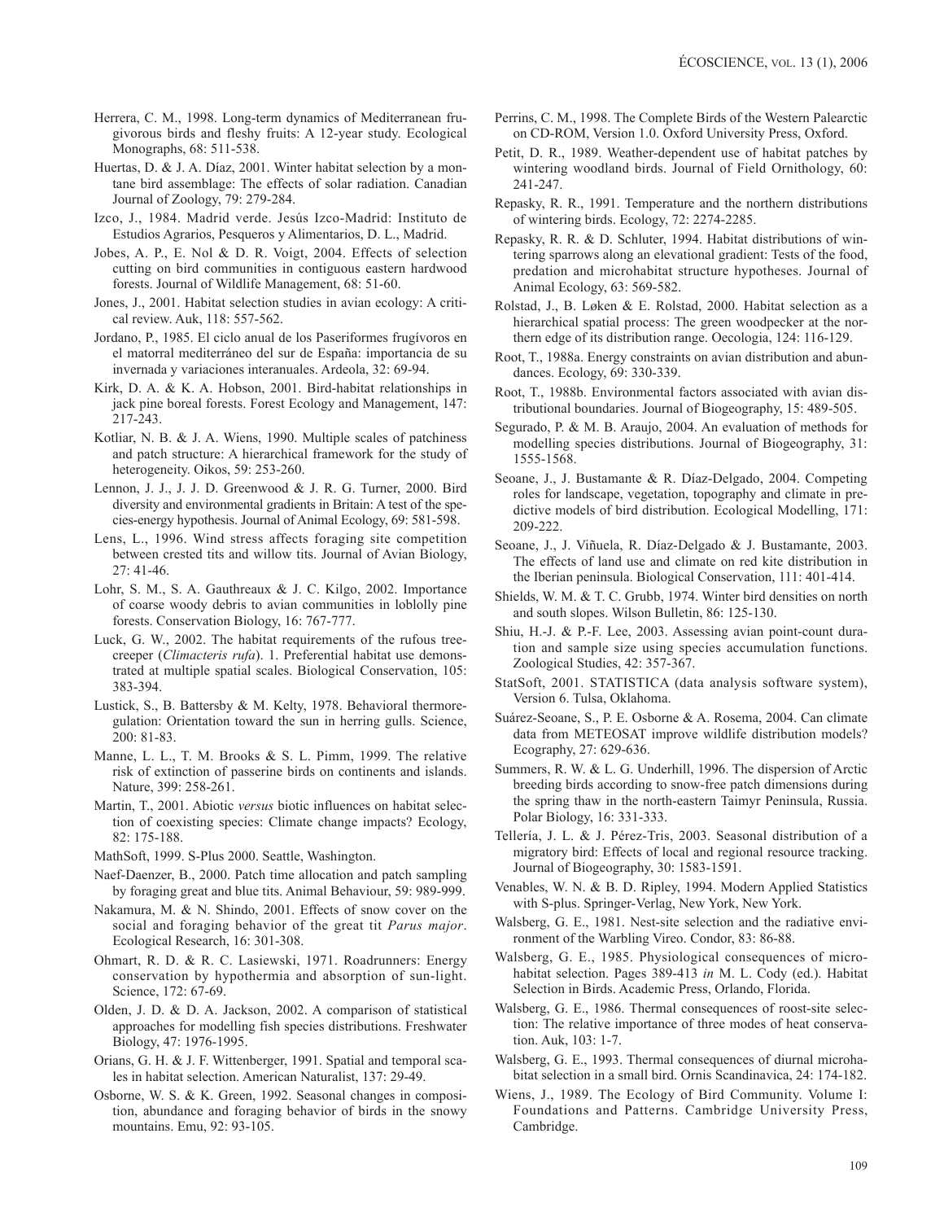Herrera, C. M., 1998. Long-term dynamics of Mediterranean frugivorous birds and fleshy fruits: A 12-year study. Ecological Monographs, 68: 511-538.

Huertas, D. & J. A. Díaz, 2001. Winter habitat selection by a montane bird assemblage: The effects of solar radiation. Canadian Journal of Zoology, 79: 279-284.

Izco, J., 1984. Madrid verde. Jesús Izco-Madrid: Instituto de Estudios Agrarios, Pesqueros y Alimentarios, D. L., Madrid.

Jobes, A. P., E. Nol & D. R. Voigt, 2004. Effects of selection cutting on bird communities in contiguous eastern hardwood forests. Journal of Wildlife Management, 68: 51-60.

Jones, J., 2001. Habitat selection studies in avian ecology: A critical review. Auk, 118: 557-562.

Jordano, P., 1985. El ciclo anual de los Paseriformes frugívoros en el matorral mediterráneo del sur de España: importancia de su invernada y variaciones interanuales. Ardeola, 32: 69-94.

Kirk, D. A. & K. A. Hobson, 2001. Bird-habitat relationships in jack pine boreal forests. Forest Ecology and Management, 147: 217-243.

Kotliar, N. B. & J. A. Wiens, 1990. Multiple scales of patchiness and patch structure: A hierarchical framework for the study of heterogeneity. Oikos, 59: 253-260.

Lennon, J. J., J. J. D. Greenwood & J. R. G. Turner, 2000. Bird diversity and environmental gradients in Britain: A test of the species-energy hypothesis. Journal of Animal Ecology, 69: 581-598.

Lens, L., 1996. Wind stress affects foraging site competition between crested tits and willow tits. Journal of Avian Biology, 27: 41-46.

Lohr, S. M., S. A. Gauthreaux & J. C. Kilgo, 2002. Importance of coarse woody debris to avian communities in loblolly pine forests. Conservation Biology, 16: 767-777.

Luck, G. W., 2002. The habitat requirements of the rufous treecreeper (*Climacteris rufa*). 1. Preferential habitat use demonstrated at multiple spatial scales. Biological Conservation, 105: 383-394.

Lustick, S., B. Battersby & M. Kelty, 1978. Behavioral thermoregulation: Orientation toward the sun in herring gulls. Science, 200: 81-83.

Manne, L. L., T. M. Brooks & S. L. Pimm, 1999. The relative risk of extinction of passerine birds on continents and islands. Nature, 399: 258-261.

Martin, T., 2001. Abiotic *versus* biotic influences on habitat selection of coexisting species: Climate change impacts? Ecology, 82: 175-188.

MathSoft, 1999. S-Plus 2000. Seattle, Washington.

Naef-Daenzer, B., 2000. Patch time allocation and patch sampling by foraging great and blue tits. Animal Behaviour, 59: 989-999.

Nakamura, M. & N. Shindo, 2001. Effects of snow cover on the social and foraging behavior of the great tit *Parus major*. Ecological Research, 16: 301-308.

Ohmart, R. D. & R. C. Lasiewski, 1971. Roadrunners: Energy conservation by hypothermia and absorption of sun-light. Science, 172: 67-69.

Olden, J. D. & D. A. Jackson, 2002. A comparison of statistical approaches for modelling fish species distributions. Freshwater Biology, 47: 1976-1995.

Orians, G. H. & J. F. Wittenberger, 1991. Spatial and temporal scales in habitat selection. American Naturalist, 137: 29-49.

Osborne, W. S. & K. Green, 1992. Seasonal changes in composition, abundance and foraging behavior of birds in the snowy mountains. Emu, 92: 93-105.

Perrins, C. M., 1998. The Complete Birds of the Western Palearctic on CD-ROM, Version 1.0. Oxford University Press, Oxford.

Petit, D. R., 1989. Weather-dependent use of habitat patches by wintering woodland birds. Journal of Field Ornithology, 60: 241-247.

Repasky, R. R., 1991. Temperature and the northern distributions of wintering birds. Ecology, 72: 2274-2285.

Repasky, R. R. & D. Schluter, 1994. Habitat distributions of wintering sparrows along an elevational gradient: Tests of the food, predation and microhabitat structure hypotheses. Journal of Animal Ecology, 63: 569-582.

Rolstad, J., B. Løken & E. Rolstad, 2000. Habitat selection as a hierarchical spatial process: The green woodpecker at the northern edge of its distribution range. Oecologia, 124: 116-129.

Root, T., 1988a. Energy constraints on avian distribution and abundances. Ecology, 69: 330-339.

Root, T., 1988b. Environmental factors associated with avian distributional boundaries. Journal of Biogeography, 15: 489-505.

Segurado, P. & M. B. Araujo, 2004. An evaluation of methods for modelling species distributions. Journal of Biogeography, 31: 1555-1568.

Seoane, J., J. Bustamante & R. Díaz-Delgado, 2004. Competing roles for landscape, vegetation, topography and climate in predictive models of bird distribution. Ecological Modelling, 171: 209-222.

Seoane, J., J. Viñuela, R. Díaz-Delgado & J. Bustamante, 2003. The effects of land use and climate on red kite distribution in the Iberian peninsula. Biological Conservation, 111: 401-414.

Shields, W. M. & T. C. Grubb, 1974. Winter bird densities on north and south slopes. Wilson Bulletin, 86: 125-130.

Shiu, H.-J. & P.-F. Lee, 2003. Assessing avian point-count duration and sample size using species accumulation functions. Zoological Studies, 42: 357-367.

StatSoft, 2001. STATISTICA (data analysis software system), Version 6. Tulsa, Oklahoma.

Suárez-Seoane, S., P. E. Osborne & A. Rosema, 2004. Can climate data from METEOSAT improve wildlife distribution models? Ecography, 27: 629-636.

Summers, R. W. & L. G. Underhill, 1996. The dispersion of Arctic breeding birds according to snow-free patch dimensions during the spring thaw in the north-eastern Taimyr Peninsula, Russia. Polar Biology, 16: 331-333.

Tellería, J. L. & J. Pérez-Tris, 2003. Seasonal distribution of a migratory bird: Effects of local and regional resource tracking. Journal of Biogeography, 30: 1583-1591.

Venables, W. N. & B. D. Ripley, 1994. Modern Applied Statistics with S-plus. Springer-Verlag, New York, New York.

Walsberg, G. E., 1981. Nest-site selection and the radiative environment of the Warbling Vireo. Condor, 83: 86-88.

Walsberg, G. E., 1985. Physiological consequences of microhabitat selection. Pages 389-413 *in* M. L. Cody (ed.). Habitat Selection in Birds. Academic Press, Orlando, Florida.

Walsberg, G. E., 1986. Thermal consequences of roost-site selection: The relative importance of three modes of heat conservation. Auk, 103: 1-7.

Walsberg, G. E., 1993. Thermal consequences of diurnal microhabitat selection in a small bird. Ornis Scandinavica, 24: 174-182.

Wiens, J., 1989. The Ecology of Bird Community. Volume I: Foundations and Patterns. Cambridge University Press, Cambridge.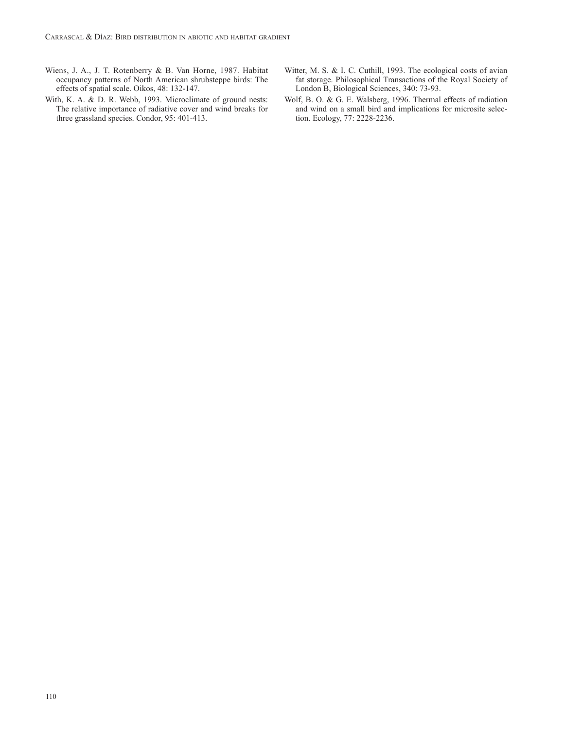Wiens, J. A., J. T. Rotenberry & B. Van Horne, 1987. Habitat occupancy patterns of North American shrubsteppe birds: The effects of spatial scale. Oikos, 48: 132-147.

With, K. A. & D. R. Webb, 1993. Microclimate of ground nests: The relative importance of radiative cover and wind breaks for three grassland species. Condor, 95: 401-413.

Witter, M. S. & I. C. Cuthill, 1993. The ecological costs of avian fat storage. Philosophical Transactions of the Royal Society of London B, Biological Sciences, 340: 73-93.

Wolf, B. O. & G. E. Walsberg, 1996. Thermal effects of radiation and wind on a small bird and implications for microsite selection. Ecology, 77: 2228-2236.